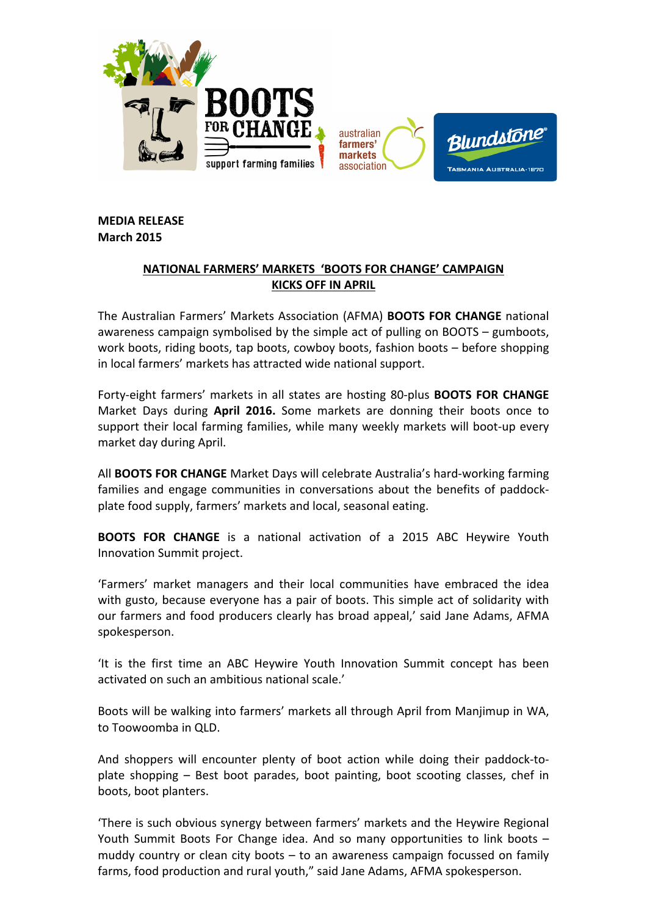**MEDIA RELEASE**
**March 2015**

## NATIONAL FARMERS' MARKETS 'BOOTS FOR CHANGE' CAMPAIGN KICKS OFF IN APRIL

The Australian Farmers' Markets Association (AFMA) **BOOTS FOR CHANGE** national awareness campaign symbolised by the simple act of pulling on BOOTS – gumboots, work boots, riding boots, tap boots, cowboy boots, fashion boots – before shopping in local farmers' markets has attracted wide national support.

Forty-eight farmers' markets in all states are hosting 80-plus **BOOTS FOR CHANGE** Market Days during **April 2016.** Some markets are donning their boots once to support their local farming families, while many weekly markets will boot-up every market day during April.

All **BOOTS FOR CHANGE** Market Days will celebrate Australia's hard-working farming families and engage communities in conversations about the benefits of paddock-plate food supply, farmers' markets and local, seasonal eating.

**BOOTS FOR CHANGE** is a national activation of a 2015 ABC Heywire Youth Innovation Summit project.

'Farmers' market managers and their local communities have embraced the idea with gusto, because everyone has a pair of boots. This simple act of solidarity with our farmers and food producers clearly has broad appeal,' said Jane Adams, AFMA spokesperson.

'It is the first time an ABC Heywire Youth Innovation Summit concept has been activated on such an ambitious national scale.'

Boots will be walking into farmers' markets all through April from Manjimup in WA, to Toowoomba in QLD.

And shoppers will encounter plenty of boot action while doing their paddock-to-plate shopping – Best boot parades, boot painting, boot scooting classes, chef in boots, boot planters.

'There is such obvious synergy between farmers' markets and the Heywire Regional Youth Summit Boots For Change idea. And so many opportunities to link boots – muddy country or clean city boots – to an awareness campaign focussed on family farms, food production and rural youth," said Jane Adams, AFMA spokesperson.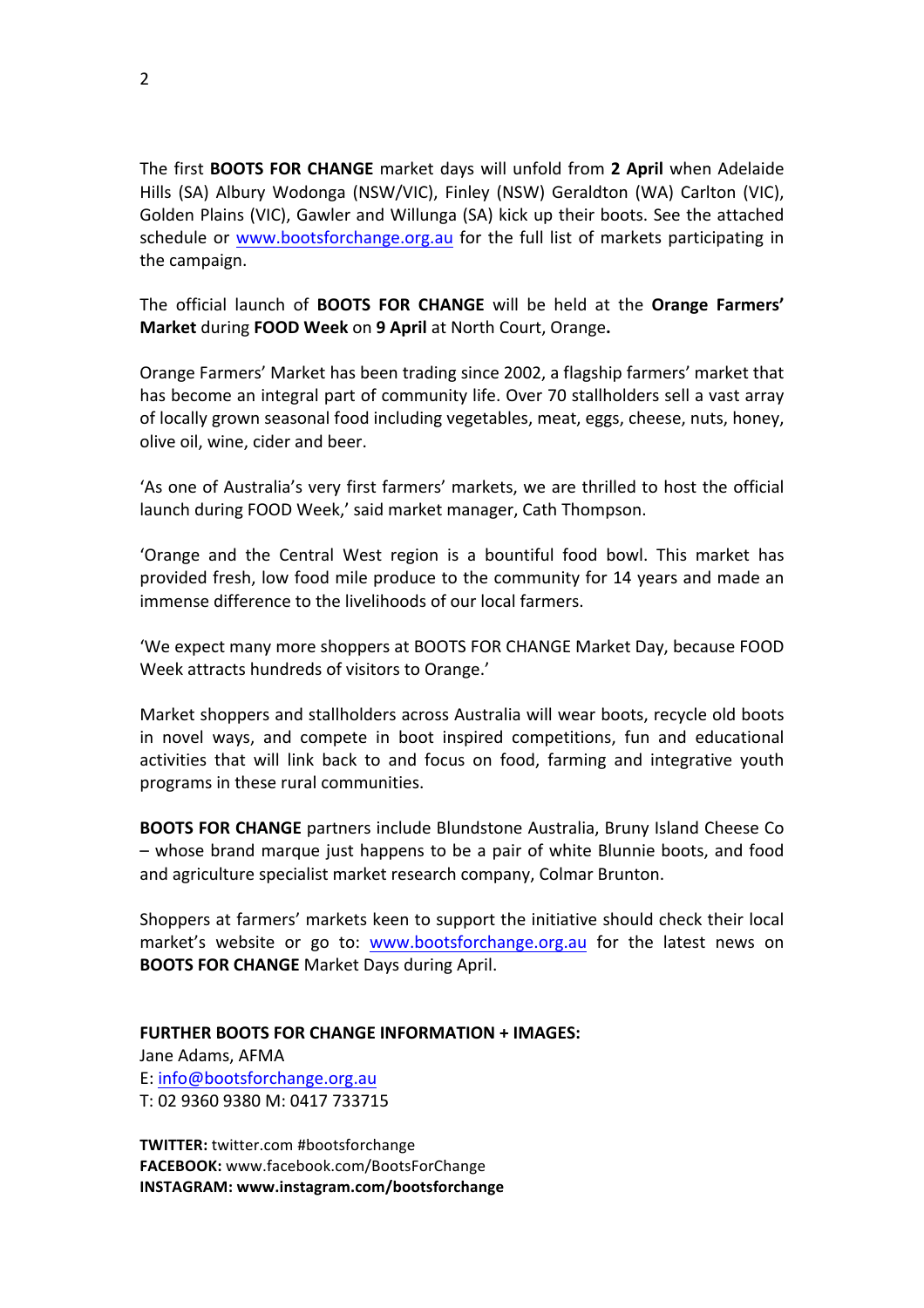The first **BOOTS FOR CHANGE** market days will unfold from **2 April** when Adelaide Hills (SA) Albury Wodonga (NSW/VIC), Finley (NSW) Geraldton (WA) Carlton (VIC), Golden Plains (VIC), Gawler and Willunga (SA) kick up their boots. See the attached schedule or www.bootsforchange.org.au for the full list of markets participating in the campaign.

The official launch of **BOOTS FOR CHANGE** will be held at the **Orange Farmers' Market** during **FOOD Week** on **9 April** at North Court, Orange**.**

Orange Farmers' Market has been trading since 2002, a flagship farmers' market that has become an integral part of community life. Over 70 stallholders sell a vast array of locally grown seasonal food including vegetables, meat, eggs, cheese, nuts, honey, olive oil, wine, cider and beer.

'As one of Australia's very first farmers' markets, we are thrilled to host the official launch during FOOD Week,' said market manager, Cath Thompson.

'Orange and the Central West region is a bountiful food bowl. This market has provided fresh, low food mile produce to the community for 14 years and made an immense difference to the livelihoods of our local farmers.

'We expect many more shoppers at BOOTS FOR CHANGE Market Day, because FOOD Week attracts hundreds of visitors to Orange.'

Market shoppers and stallholders across Australia will wear boots, recycle old boots in novel ways, and compete in boot inspired competitions, fun and educational activities that will link back to and focus on food, farming and integrative youth programs in these rural communities.

**BOOTS FOR CHANGE** partners include Blundstone Australia, Bruny Island Cheese Co – whose brand marque just happens to be a pair of white Blunnie boots, and food and agriculture specialist market research company, Colmar Brunton.

Shoppers at farmers' markets keen to support the initiative should check their local market's website or go to: www.bootsforchange.org.au for the latest news on **BOOTS FOR CHANGE** Market Days during April.

**FURTHER BOOTS FOR CHANGE INFORMATION + IMAGES:**
Jane Adams, AFMA
E: info@bootsforchange.org.au
T: 02 9360 9380 M: 0417 733715

**TWITTER:** twitter.com #bootsforchange
**FACEBOOK:** www.facebook.com/BootsForChange
**INSTAGRAM: www.instagram.com/bootsforchange**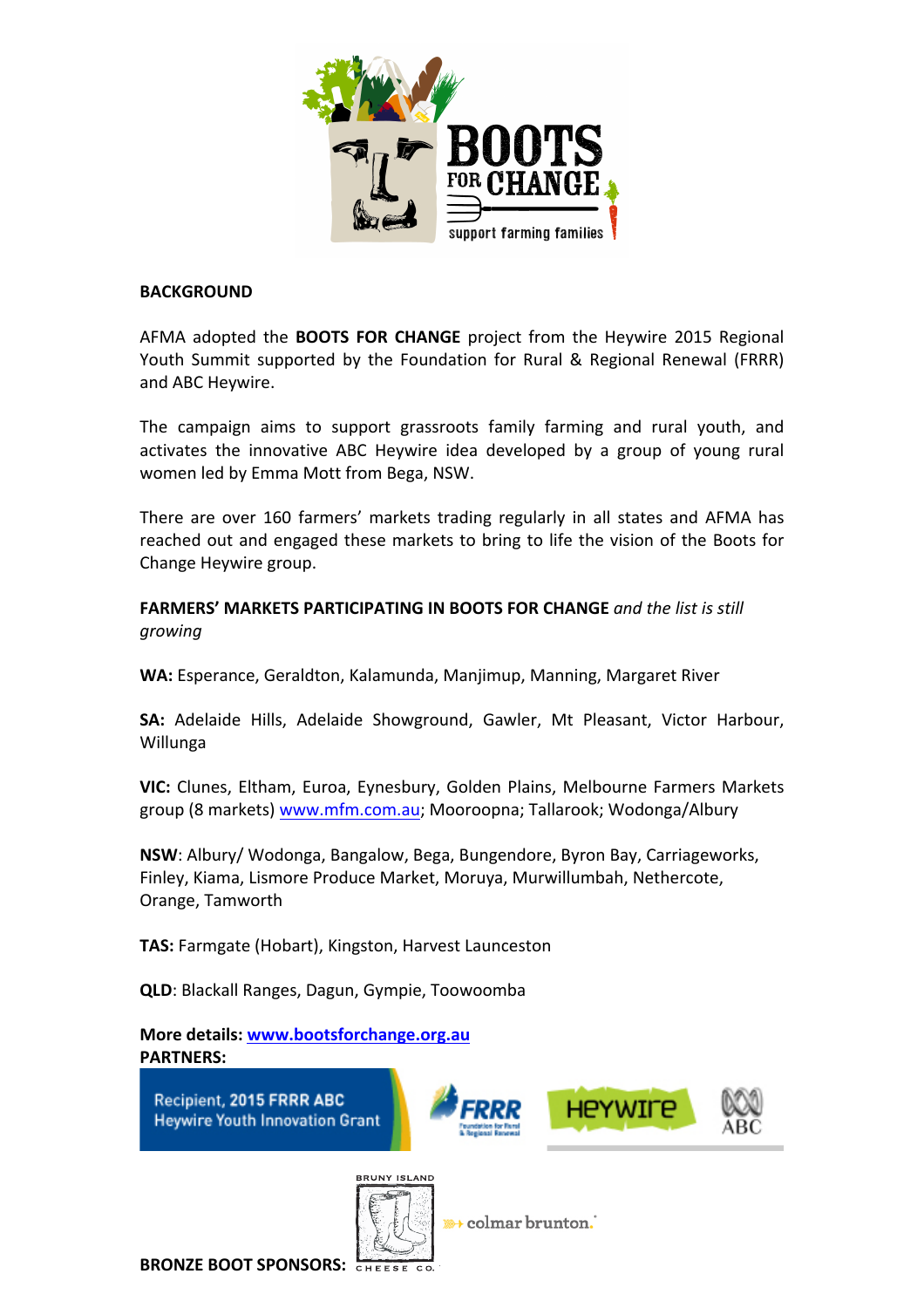**BACKGROUND**

AFMA adopted the **BOOTS FOR CHANGE** project from the Heywire 2015 Regional Youth Summit supported by the Foundation for Rural & Regional Renewal (FRRR) and ABC Heywire.

The campaign aims to support grassroots family farming and rural youth, and activates the innovative ABC Heywire idea developed by a group of young rural women led by Emma Mott from Bega, NSW.

There are over 160 farmers' markets trading regularly in all states and AFMA has reached out and engaged these markets to bring to life the vision of the Boots for Change Heywire group.

**FARMERS' MARKETS PARTICIPATING IN BOOTS FOR CHANGE** *and the list is still growing*

**WA:** Esperance, Geraldton, Kalamunda, Manjimup, Manning, Margaret River

**SA:** Adelaide Hills, Adelaide Showground, Gawler, Mt Pleasant, Victor Harbour, Willunga

**VIC:** Clunes, Eltham, Euroa, Eynesbury, Golden Plains, Melbourne Farmers Markets group (8 markets) www.mfm.com.au; Mooroopna; Tallarook; Wodonga/Albury

**NSW**: Albury/ Wodonga, Bangalow, Bega, Bungendore, Byron Bay, Carriageworks, Finley, Kiama, Lismore Produce Market, Moruya, Murwillumbah, Nethercote, Orange, Tamworth

**TAS:** Farmgate (Hobart), Kingston, Harvest Launceston

**QLD**: Blackall Ranges, Dagun, Gympie, Toowoomba

**More details: www.bootsforchange.org.au**

**PARTNERS:**

Recipient, 2015 FRRR ABC Heywire Youth Innovation Grant

**BRONZE BOOT SPONSORS:**